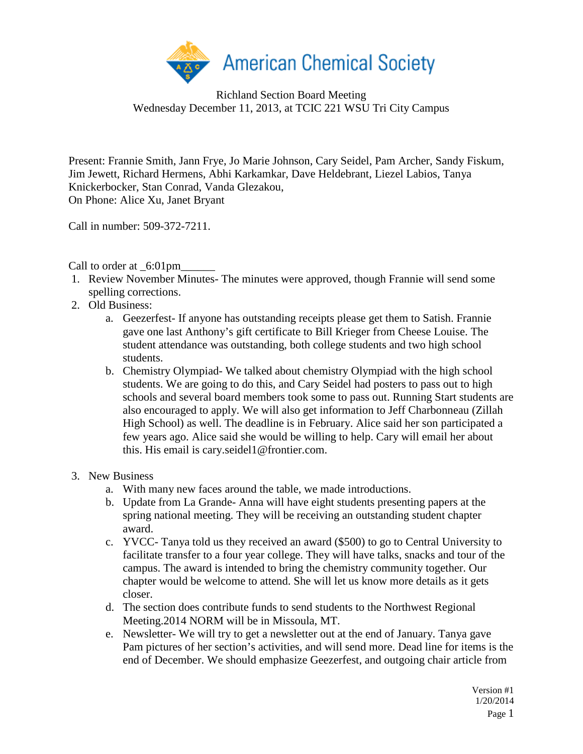# American Chemical Society

Richland Section Board Meeting
Wednesday December 11, 2013, at TCIC 221 WSU Tri City Campus

Present: Frannie Smith, Jann Frye, Jo Marie Johnson, Cary Seidel, Pam Archer, Sandy Fiskum, Jim Jewett, Richard Hermens, Abhi Karkamkar, Dave Heldebrant, Liezel Labios, Tanya Knickerbocker, Stan Conrad, Vanda Glezakou,
On Phone: Alice Xu, Janet Bryant

Call in number: 509-372-7211.

Call to order at _6:01pm______

1. Review November Minutes- The minutes were approved, though Frannie will send some spelling corrections.
2. Old Business:
   a. Geezerfest- If anyone has outstanding receipts please get them to Satish. Frannie gave one last Anthony's gift certificate to Bill Krieger from Cheese Louise. The student attendance was outstanding, both college students and two high school students.
   b. Chemistry Olympiad- We talked about chemistry Olympiad with the high school students. We are going to do this, and Cary Seidel had posters to pass out to high schools and several board members took some to pass out. Running Start students are also encouraged to apply. We will also get information to Jeff Charbonneau (Zillah High School) as well. The deadline is in February. Alice said her son participated a few years ago. Alice said she would be willing to help. Cary will email her about this. His email is cary.seidel1@frontier.com.

3. New Business
   a. With many new faces around the table, we made introductions.
   b. Update from La Grande- Anna will have eight students presenting papers at the spring national meeting. They will be receiving an outstanding student chapter award.
   c. YVCC- Tanya told us they received an award ($500) to go to Central University to facilitate transfer to a four year college. They will have talks, snacks and tour of the campus. The award is intended to bring the chemistry community together. Our chapter would be welcome to attend. She will let us know more details as it gets closer.
   d. The section does contribute funds to send students to the Northwest Regional Meeting.2014 NORM will be in Missoula, MT.
   e. Newsletter- We will try to get a newsletter out at the end of January. Tanya gave Pam pictures of her section's activities, and will send more. Dead line for items is the end of December. We should emphasize Geezerfest, and outgoing chair article from

Version #1
1/20/2014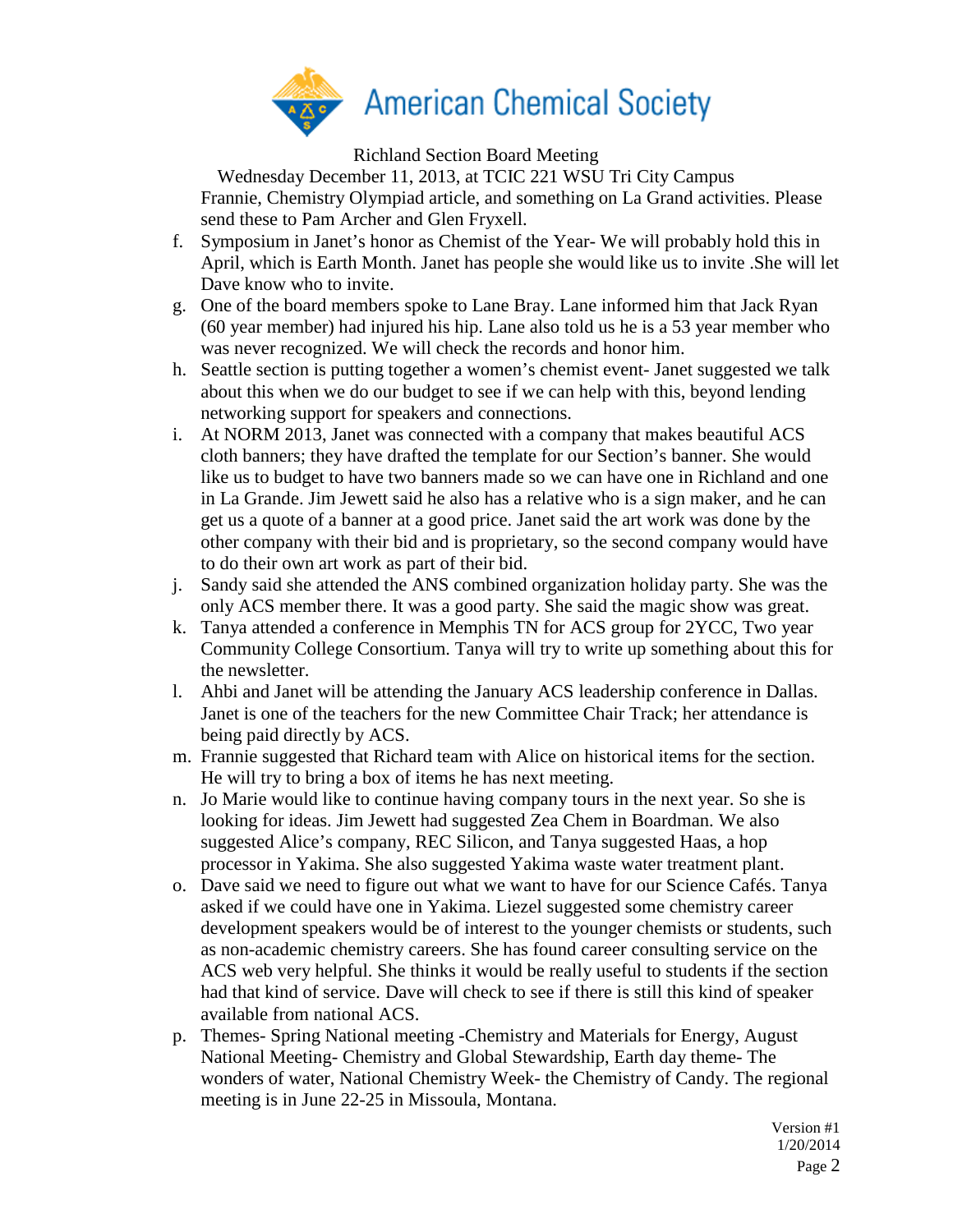Richland Section Board Meeting

Wednesday December 11, 2013, at TCIC 221 WSU Tri City Campus

Frannie, Chemistry Olympiad article, and something on La Grand activities. Please send these to Pam Archer and Glen Fryxell.

f. Symposium in Janet's honor as Chemist of the Year- We will probably hold this in April, which is Earth Month. Janet has people she would like us to invite .She will let Dave know who to invite.
g. One of the board members spoke to Lane Bray. Lane informed him that Jack Ryan (60 year member) had injured his hip. Lane also told us he is a 53 year member who was never recognized. We will check the records and honor him.
h. Seattle section is putting together a women's chemist event- Janet suggested we talk about this when we do our budget to see if we can help with this, beyond lending networking support for speakers and connections.
i. At NORM 2013, Janet was connected with a company that makes beautiful ACS cloth banners; they have drafted the template for our Section's banner. She would like us to budget to have two banners made so we can have one in Richland and one in La Grande. Jim Jewett said he also has a relative who is a sign maker, and he can get us a quote of a banner at a good price. Janet said the art work was done by the other company with their bid and is proprietary, so the second company would have to do their own art work as part of their bid.
j. Sandy said she attended the ANS combined organization holiday party. She was the only ACS member there. It was a good party. She said the magic show was great.
k. Tanya attended a conference in Memphis TN for ACS group for 2YCC, Two year Community College Consortium. Tanya will try to write up something about this for the newsletter.
l. Ahbi and Janet will be attending the January ACS leadership conference in Dallas. Janet is one of the teachers for the new Committee Chair Track; her attendance is being paid directly by ACS.
m. Frannie suggested that Richard team with Alice on historical items for the section. He will try to bring a box of items he has next meeting.
n. Jo Marie would like to continue having company tours in the next year. So she is looking for ideas. Jim Jewett had suggested Zea Chem in Boardman. We also suggested Alice's company, REC Silicon, and Tanya suggested Haas, a hop processor in Yakima. She also suggested Yakima waste water treatment plant.
o. Dave said we need to figure out what we want to have for our Science Cafés. Tanya asked if we could have one in Yakima. Liezel suggested some chemistry career development speakers would be of interest to the younger chemists or students, such as non-academic chemistry careers. She has found career consulting service on the ACS web very helpful. She thinks it would be really useful to students if the section had that kind of service. Dave will check to see if there is still this kind of speaker available from national ACS.
p. Themes- Spring National meeting -Chemistry and Materials for Energy, August National Meeting- Chemistry and Global Stewardship, Earth day theme- The wonders of water, National Chemistry Week- the Chemistry of Candy. The regional meeting is in June 22-25 in Missoula, Montana.

Version #1
1/20/2014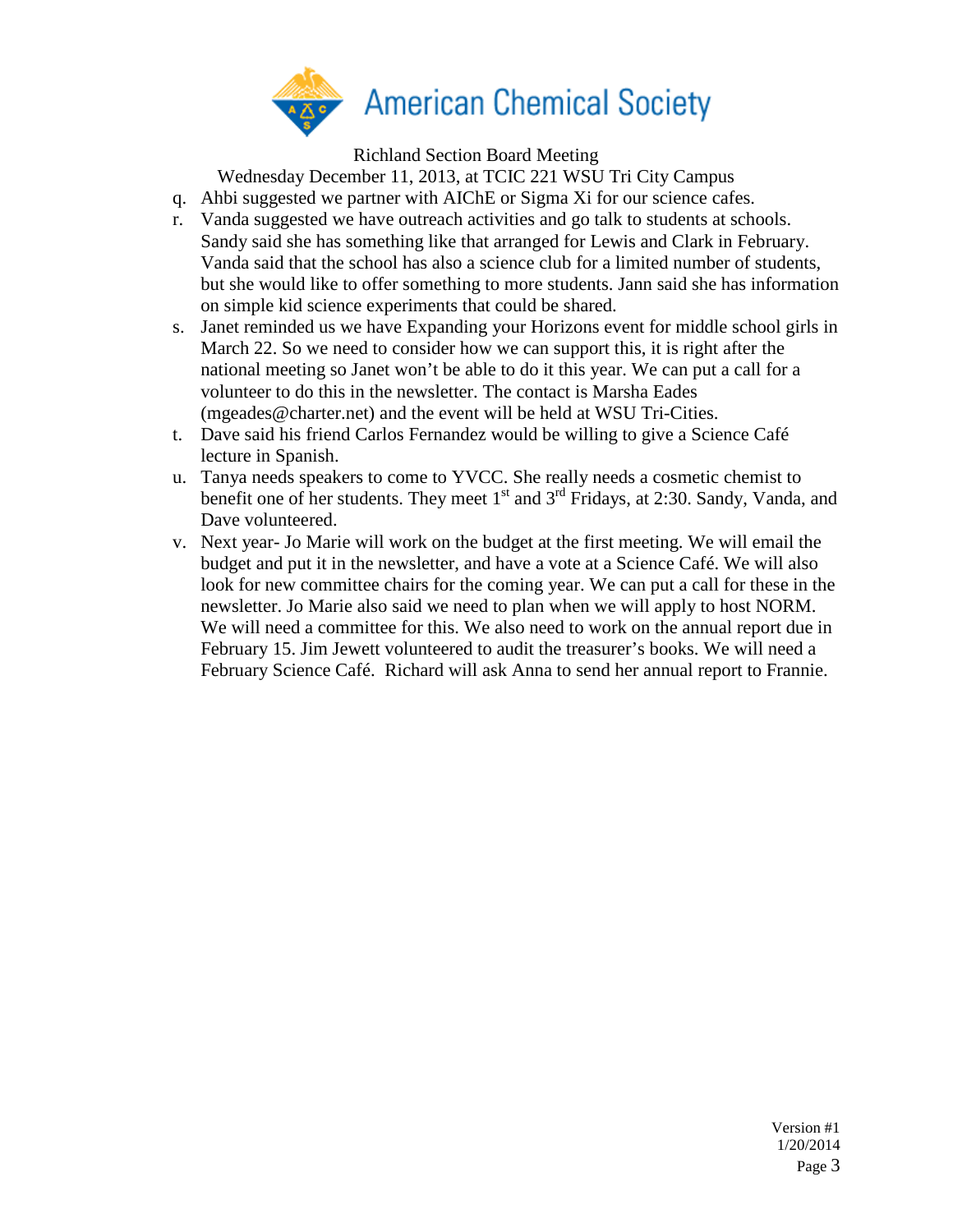Richland Section Board Meeting

Wednesday December 11, 2013, at TCIC 221 WSU Tri City Campus

q. Ahbi suggested we partner with AIChE or Sigma Xi for our science cafes.
r. Vanda suggested we have outreach activities and go talk to students at schools. Sandy said she has something like that arranged for Lewis and Clark in February. Vanda said that the school has also a science club for a limited number of students, but she would like to offer something to more students. Jann said she has information on simple kid science experiments that could be shared.
s. Janet reminded us we have Expanding your Horizons event for middle school girls in March 22. So we need to consider how we can support this, it is right after the national meeting so Janet won't be able to do it this year. We can put a call for a volunteer to do this in the newsletter. The contact is Marsha Eades (mgeades@charter.net) and the event will be held at WSU Tri-Cities.
t. Dave said his friend Carlos Fernandez would be willing to give a Science Café lecture in Spanish.
u. Tanya needs speakers to come to YVCC. She really needs a cosmetic chemist to benefit one of her students. They meet 1st and 3rd Fridays, at 2:30. Sandy, Vanda, and Dave volunteered.
v. Next year- Jo Marie will work on the budget at the first meeting. We will email the budget and put it in the newsletter, and have a vote at a Science Café. We will also look for new committee chairs for the coming year. We can put a call for these in the newsletter. Jo Marie also said we need to plan when we will apply to host NORM. We will need a committee for this. We also need to work on the annual report due in February 15. Jim Jewett volunteered to audit the treasurer's books. We will need a February Science Café. Richard will ask Anna to send her annual report to Frannie.

Version #1
1/20/2014